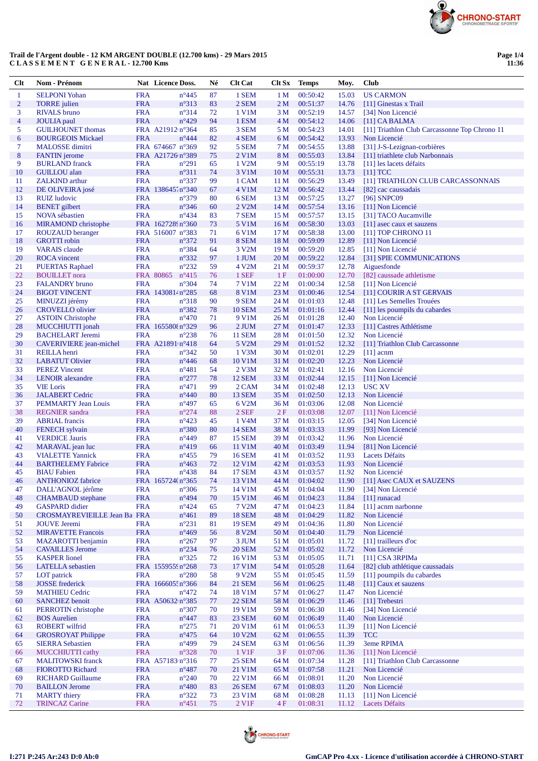# Trail de l'Argent double - 12 KM ARGENT DOUBLE (12.700 kms) - 29 Mars 2015

## C L A S S E M E N T   G E N E R A L - 12.700 Kms

| Clt | Nom - Prénom | Nat | Licence | Doss. | Né | Clt Cat | Clt Sx | Temps | Moy. | Club |
|---|---|---|---|---|---|---|---|---|---|---|
| 1 | SELPONI Yohan | FRA | | n°445 | 87 | 1 SEM | 1 M | 00:50:42 | 15.03 | US CARMON |
| 2 | TORRE julien | FRA | | n°313 | 83 | 2 SEM | 2 M | 00:51:37 | 14.76 | [11] Ginestas x Trail |
| 3 | RIVALS bruno | FRA | | n°314 | 72 | 1 V1M | 3 M | 00:52:19 | 14.57 | [34] Non Licencié |
| 4 | JOULIA paul | FRA | | n°429 | 94 | 1 ESM | 4 M | 00:54:12 | 14.06 | [11] CA BALMA |
| 5 | GUILHOUMOU thomas | FRA | A21912 | n°364 | 85 | 3 SEM | 5 M | 00:54:23 | 14.01 | [11] Triathlon Club Carcassonne Top Chrono 11 |
| 6 | BOURGEOIS Mickael | FRA | | n°444 | 82 | 4 SEM | 6 M | 00:54:42 | 13.93 | Non Licencié |
| 7 | MALOSSE dimitri | FRA | 674667 | n°369 | 92 | 5 SEM | 7 M | 00:54:55 | 13.88 | [31] J-S-Lezignan-corbières |
| 8 | FANTIN jerome | FRA | A21726 | n°389 | 75 | 2 V1M | 8 M | 00:55:03 | 13.84 | [11] triathlete club Narbonnais |
| 9 | BURLAND franck | FRA | | n°291 | 65 | 1 V2M | 9 M | 00:55:19 | 13.78 | [11] les lacets défaits |
| 10 | GUILLOU alan | FRA | | n°311 | 74 | 3 V1M | 10 M | 00:55:31 | 13.73 | [11] TCC |
| 11 | ZALKIND arthur | FRA | | n°337 | 99 | 1 CAM | 11 M | 00:56:29 | 13.49 | [11] TRIATHLON CLUB CARCASSONNAIS |
| 12 | DE OLIVEIRA josé | FRA | 138645 | n°340 | 67 | 4 V1M | 12 M | 00:56:42 | 13.44 | [82] cac caussadais |
| 13 | RUIZ ludovic | FRA | | n°379 | 80 | 6 SEM | 13 M | 00:57:25 | 13.27 | [96] SNPC09 |
| 14 | BENET gilbert | FRA | | n°346 | 60 | 2 V2M | 14 M | 00:57:54 | 13.16 | [11] Non Licencié |
| 15 | NOVA sébastien | FRA | | n°434 | 83 | 7 SEM | 15 M | 00:57:57 | 13.15 | [31] TACO Aucamville |
| 16 | MIRAMOND christophe | FRA | 162728 | n°360 | 73 | 5 V1M | 16 M | 00:58:30 | 13.03 | [11] asec caux et sauzens |
| 17 | ROUZAUD beranger | FRA | 516007 | n°383 | 71 | 6 V1M | 17 M | 00:58:38 | 13.00 | [11] TOP CHRONO 11 |
| 18 | GROTTI robin | FRA | | n°372 | 91 | 8 SEM | 18 M | 00:59:09 | 12.89 | [11] Non Licencié |
| 19 | VARAIS claude | FRA | | n°384 | 64 | 3 V2M | 19 M | 00:59:20 | 12.85 | [11] Non Licencié |
| 20 | ROCA vincent | FRA | | n°332 | 97 | 1 JUM | 20 M | 00:59:22 | 12.84 | [31] SPIE COMMUNICATIONS |
| 21 | PUERTAS Raphael | FRA | | n°232 | 59 | 4 V2M | 21 M | 00:59:37 | 12.78 | Aiguesfonde |
| 22 | BOUILLET nora | FRA | 80865 | n°415 | 76 | 1 SEF | 1 F | 01:00:00 | 12.70 | [82] caussade athletisme |
| 23 | FALANDRY bruno | FRA | | n°304 | 74 | 7 V1M | 22 M | 01:00:34 | 12.58 | [11] Non Licencié |
| 24 | BIGOT VINCENT | FRA | 143081 | n°285 | 68 | 8 V1M | 23 M | 01:00:46 | 12.54 | [11] COURIR A ST GERVAIS |
| 25 | MINUZZI jérémy | FRA | | n°318 | 90 | 9 SEM | 24 M | 01:01:03 | 12.48 | [11] Les Semelles Trouées |
| 26 | CROVELLO olivier | FRA | | n°382 | 78 | 10 SEM | 25 M | 01:01:16 | 12.44 | [11] les poumpils du cabardes |
| 27 | ASTOIN Christophe | FRA | | n°470 | 71 | 9 V1M | 26 M | 01:01:28 | 12.40 | Non Licencié |
| 28 | MUCCHIUTTI jonah | FRA | 165580 | n°329 | 96 | 2 JUM | 27 M | 01:01:47 | 12.33 | [11] Castres Athlétisme |
| 29 | BACHELART Jeremi | FRA | | n°238 | 76 | 11 SEM | 28 M | 01:01:50 | 12.32 | Non Licencié |
| 30 | CAVERIVIERE jean-michel | FRA | A21891 | n°418 | 64 | 5 V2M | 29 M | 01:01:52 | 12.32 | [11] Triathlon Club Carcassonne |
| 31 | REILLA henri | FRA | | n°342 | 50 | 1 V3M | 30 M | 01:02:01 | 12.29 | [11] acnm |
| 32 | LABATUT Olivier | FRA | | n°446 | 68 | 10 V1M | 31 M | 01:02:20 | 12.23 | Non Licencié |
| 33 | PEREZ Vincent | FRA | | n°481 | 54 | 2 V3M | 32 M | 01:02:41 | 12.16 | Non Licencié |
| 34 | LENOIR alexandre | FRA | | n°277 | 78 | 12 SEM | 33 M | 01:02:44 | 12.15 | [11] Non Licencié |
| 35 | VIE Loris | FRA | | n°471 | 99 | 2 CAM | 34 M | 01:02:48 | 12.13 | USC XV |
| 36 | JALABERT Cedric | FRA | | n°440 | 80 | 13 SEM | 35 M | 01:02:50 | 12.13 | Non Licencié |
| 37 | PEMMARTY Jean Louis | FRA | | n°497 | 65 | 6 V2M | 36 M | 01:03:06 | 12.08 | Non Licencié |
| 38 | REGNIER sandra | FRA | | n°274 | 88 | 2 SEF | 2 F | 01:03:08 | 12.07 | [11] Non Licencié |
| 39 | ABRIAL francis | FRA | | n°423 | 45 | 1 V4M | 37 M | 01:03:15 | 12.05 | [34] Non Licencié |
| 40 | FENECH sylvain | FRA | | n°380 | 80 | 14 SEM | 38 M | 01:03:33 | 11.99 | [93] Non Licencié |
| 41 | VERDICE Jauris | FRA | | n°449 | 87 | 15 SEM | 39 M | 01:03:42 | 11.96 | Non Licencié |
| 42 | MARAVAL jean luc | FRA | | n°419 | 66 | 11 V1M | 40 M | 01:03:49 | 11.94 | [81] Non Licencié |
| 43 | VIALETTE Yannick | FRA | | n°455 | 79 | 16 SEM | 41 M | 01:03:52 | 11.93 | Lacets Défaits |
| 44 | BARTHELEMY Fabrice | FRA | | n°463 | 72 | 12 V1M | 42 M | 01:03:53 | 11.93 | Non Licencié |
| 45 | BIAU Fabien | FRA | | n°438 | 84 | 17 SEM | 43 M | 01:03:57 | 11.92 | Non Licencié |
| 46 | ANTHONIOZ fabrice | FRA | 165724 | n°365 | 74 | 13 V1M | 44 M | 01:04:02 | 11.90 | [11] Asec CAUX et SAUZENS |
| 47 | DALL'AGNOL jérôme | FRA | | n°306 | 75 | 14 V1M | 45 M | 01:04:04 | 11.90 | [34] Non Licencié |
| 48 | CHAMBAUD stephane | FRA | | n°494 | 70 | 15 V1M | 46 M | 01:04:23 | 11.84 | [11] runacad |
| 49 | GASPARD didier | FRA | | n°424 | 65 | 7 V2M | 47 M | 01:04:23 | 11.84 | [11] acnm narbonne |
| 50 | CROSMAYREVIEILLE Jean Ba | FRA | | n°461 | 89 | 18 SEM | 48 M | 01:04:29 | 11.82 | Non Licencié |
| 51 | JOUVE Jeremi | FRA | | n°231 | 81 | 19 SEM | 49 M | 01:04:36 | 11.80 | Non Licencié |
| 52 | MIRAVETTE Francois | FRA | | n°469 | 56 | 8 V2M | 50 M | 01:04:40 | 11.79 | Non Licencié |
| 53 | MAZAROTTI benjamin | FRA | | n°267 | 97 | 3 JUM | 51 M | 01:05:01 | 11.72 | [11] trailleurs d'oc |
| 54 | CAVAILLES Jerome | FRA | | n°234 | 76 | 20 SEM | 52 M | 01:05:02 | 11.72 | Non Licencié |
| 55 | KASPER lionel | FRA | | n°325 | 72 | 16 V1M | 53 M | 01:05:05 | 11.71 | [11] CSA 3RPIMa |
| 56 | LATELLA sebastien | FRA | 155955 | n°268 | 73 | 17 V1M | 54 M | 01:05:28 | 11.64 | [82] club athlétique caussadais |
| 57 | LOT patrick | FRA | | n°280 | 58 | 9 V2M | 55 M | 01:05:45 | 11.59 | [11] poumpils du cabardes |
| 58 | JOSSE frederick | FRA | 166605 | n°366 | 84 | 21 SEM | 56 M | 01:06:25 | 11.48 | [11] Caux et sauzens |
| 59 | MATHIEU Cedric | FRA | | n°472 | 74 | 18 V1M | 57 M | 01:06:27 | 11.47 | Non Licencié |
| 60 | SANCHEZ benoit | FRA | A50632 | n°385 | 77 | 22 SEM | 58 M | 01:06:29 | 11.46 | [11] Trebestri |
| 61 | PERROTIN christophe | FRA | | n°307 | 70 | 19 V1M | 59 M | 01:06:30 | 11.46 | [34] Non Licencié |
| 62 | BOS Aurelien | FRA | | n°447 | 83 | 23 SEM | 60 M | 01:06:49 | 11.40 | Non Licencié |
| 63 | ROBERT wilfrid | FRA | | n°275 | 71 | 20 V1M | 61 M | 01:06:53 | 11.39 | [11] Non Licencié |
| 64 | GROSROYAT Philippe | FRA | | n°475 | 64 | 10 V2M | 62 M | 01:06:55 | 11.39 | TCC |
| 65 | SIERRA Sebastien | FRA | | n°499 | 79 | 24 SEM | 63 M | 01:06:56 | 11.39 | 3eme RPIMA |
| 66 | MUCCHIUTTI cathy | FRA | | n°328 | 70 | 1 V1F | 3 F | 01:07:06 | 11.36 | [11] Non Licencié |
| 67 | MALITOWSKI franck | FRA | A57183 | n°316 | 77 | 25 SEM | 64 M | 01:07:34 | 11.28 | [11] Triathlon Club Carcassonne |
| 68 | FIOROTTO Richard | FRA | | n°487 | 70 | 21 V1M | 65 M | 01:07:58 | 11.21 | Non Licencié |
| 69 | RICHARD Guillaume | FRA | | n°240 | 70 | 22 V1M | 66 M | 01:08:01 | 11.20 | Non Licencié |
| 70 | BAILLON Jerome | FRA | | n°480 | 83 | 26 SEM | 67 M | 01:08:03 | 11.20 | Non Licencié |
| 71 | MARTY thiery | FRA | | n°322 | 73 | 23 V1M | 68 M | 01:08:28 | 11.13 | [11] Non Licencié |
| 72 | TRINCAZ Carine | FRA | | n°451 | 75 | 2 V1F | 4 F | 01:08:31 | 11.12 | Lacets Défaits |

I:271 P:245 Ar:243 D:0 Ab:0

GmCAP Pro 4.xx - Licence d'utilisation accordée à CHRONO-START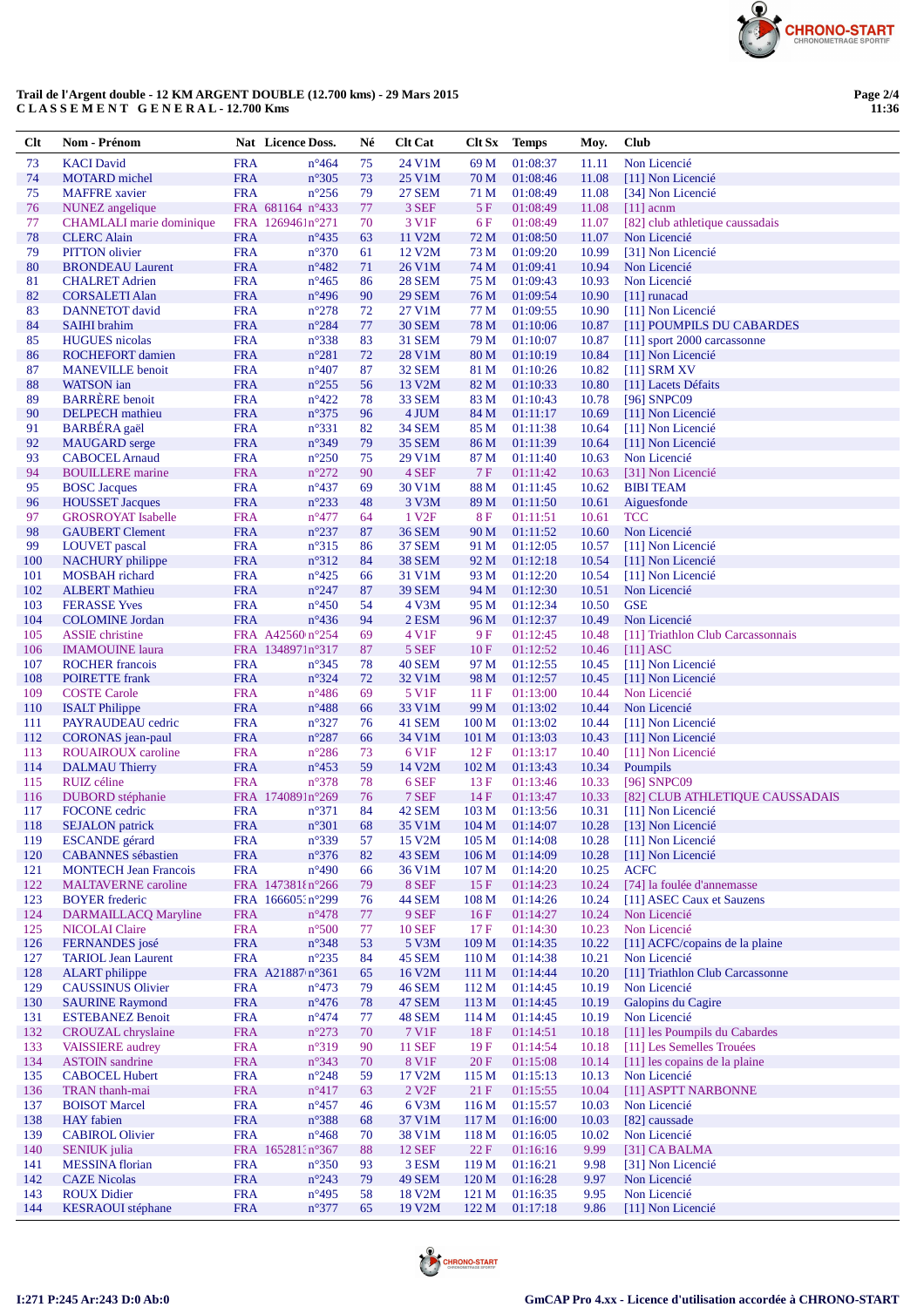**Trail de l'Argent double - 12 KM ARGENT DOUBLE (12.700 kms) - 29 Mars 2015**
**C L A S S E M E N T   G E N E R A L - 12.700 Kms**

| Clt | Nom - Prénom | Nat | Licence | Doss. | Né | Clt Cat | Clt Sx | Temps | Moy. | Club |
|---|---|---|---|---|---|---|---|---|---|---|
| 73 | KACI David | FRA | | n°464 | 75 | 24 V1M | 69 M | 01:08:37 | 11.11 | Non Licencié |
| 74 | MOTARD michel | FRA | | n°305 | 73 | 25 V1M | 70 M | 01:08:46 | 11.08 | [11] Non Licencié |
| 75 | MAFFRE xavier | FRA | | n°256 | 79 | 27 SEM | 71 M | 01:08:49 | 11.08 | [34] Non Licencié |
| 76 | NUNEZ angelique | FRA | 681164 | n°433 | 77 | 3 SEF | 5 F | 01:08:49 | 11.08 | [11] acnm |
| 77 | CHAMLALI marie dominique | FRA | 1269461 | n°271 | 70 | 3 V1F | 6 F | 01:08:49 | 11.07 | [82] club athletique caussadais |
| 78 | CLERC Alain | FRA | | n°435 | 63 | 11 V2M | 72 M | 01:08:50 | 11.07 | Non Licencié |
| 79 | PITTON olivier | FRA | | n°370 | 61 | 12 V2M | 73 M | 01:09:20 | 10.99 | [31] Non Licencié |
| 80 | BRONDEAU Laurent | FRA | | n°482 | 71 | 26 V1M | 74 M | 01:09:41 | 10.94 | Non Licencié |
| 81 | CHALRET Adrien | FRA | | n°465 | 86 | 28 SEM | 75 M | 01:09:43 | 10.93 | Non Licencié |
| 82 | CORSALETI Alan | FRA | | n°496 | 90 | 29 SEM | 76 M | 01:09:54 | 10.90 | [11] runacad |
| 83 | DANNETOT david | FRA | | n°278 | 72 | 27 V1M | 77 M | 01:09:55 | 10.90 | [11] Non Licencié |
| 84 | SAIHI brahim | FRA | | n°284 | 77 | 30 SEM | 78 M | 01:10:06 | 10.87 | [11] POUMPILS DU CABARDES |
| 85 | HUGUES nicolas | FRA | | n°338 | 83 | 31 SEM | 79 M | 01:10:07 | 10.87 | [11] sport 2000 carcassonne |
| 86 | ROCHEFORT damien | FRA | | n°281 | 72 | 28 V1M | 80 M | 01:10:19 | 10.84 | [11] Non Licencié |
| 87 | MANEVILLE benoit | FRA | | n°407 | 87 | 32 SEM | 81 M | 01:10:26 | 10.82 | [11] SRM XV |
| 88 | WATSON ian | FRA | | n°255 | 56 | 13 V2M | 82 M | 01:10:33 | 10.80 | [11] Lacets Défaits |
| 89 | BARRÈRE benoit | FRA | | n°422 | 78 | 33 SEM | 83 M | 01:10:43 | 10.78 | [96] SNPC09 |
| 90 | DELPECH mathieu | FRA | | n°375 | 96 | 4 JUM | 84 M | 01:11:17 | 10.69 | [11] Non Licencié |
| 91 | BARBÉRA gaël | FRA | | n°331 | 82 | 34 SEM | 85 M | 01:11:38 | 10.64 | [11] Non Licencié |
| 92 | MAUGARD serge | FRA | | n°349 | 79 | 35 SEM | 86 M | 01:11:39 | 10.64 | [11] Non Licencié |
| 93 | CABOCEL Arnaud | FRA | | n°250 | 75 | 29 V1M | 87 M | 01:11:40 | 10.63 | Non Licencié |
| 94 | BOUILLERE marine | FRA | | n°272 | 90 | 4 SEF | 7 F | 01:11:42 | 10.63 | [31] Non Licencié |
| 95 | BOSC Jacques | FRA | | n°437 | 69 | 30 V1M | 88 M | 01:11:45 | 10.62 | BIBI TEAM |
| 96 | HOUSSET Jacques | FRA | | n°233 | 48 | 3 V3M | 89 M | 01:11:50 | 10.61 | Aiguesfonde |
| 97 | GROSROYAT Isabelle | FRA | | n°477 | 64 | 1 V2F | 8 F | 01:11:51 | 10.61 | TCC |
| 98 | GAUBERT Clement | FRA | | n°237 | 87 | 36 SEM | 90 M | 01:11:52 | 10.60 | Non Licencié |
| 99 | LOUVET pascal | FRA | | n°315 | 86 | 37 SEM | 91 M | 01:12:05 | 10.57 | [11] Non Licencié |
| 100 | NACHURY philippe | FRA | | n°312 | 84 | 38 SEM | 92 M | 01:12:18 | 10.54 | [11] Non Licencié |
| 101 | MOSBAH richard | FRA | | n°425 | 66 | 31 V1M | 93 M | 01:12:20 | 10.54 | [11] Non Licencié |
| 102 | ALBERT Mathieu | FRA | | n°247 | 87 | 39 SEM | 94 M | 01:12:30 | 10.51 | Non Licencié |
| 103 | FERASSE Yves | FRA | | n°450 | 54 | 4 V3M | 95 M | 01:12:34 | 10.50 | GSE |
| 104 | COLOMINE Jordan | FRA | | n°436 | 94 | 2 ESM | 96 M | 01:12:37 | 10.49 | Non Licencié |
| 105 | ASSIE christine | FRA | A42560 | n°254 | 69 | 4 V1F | 9 F | 01:12:45 | 10.48 | [11] Triathlon Club Carcassonnais |
| 106 | IMAMOUINE laura | FRA | 1348971 | n°317 | 87 | 5 SEF | 10 F | 01:12:52 | 10.46 | [11] ASC |
| 107 | ROCHER francois | FRA | | n°345 | 78 | 40 SEM | 97 M | 01:12:55 | 10.45 | [11] Non Licencié |
| 108 | POIRETTE frank | FRA | | n°324 | 72 | 32 V1M | 98 M | 01:12:57 | 10.45 | [11] Non Licencié |
| 109 | COSTE Carole | FRA | | n°486 | 69 | 5 V1F | 11 F | 01:13:00 | 10.44 | Non Licencié |
| 110 | ISALT Philippe | FRA | | n°488 | 66 | 33 V1M | 99 M | 01:13:02 | 10.44 | Non Licencié |
| 111 | PAYRAUDEAU cedric | FRA | | n°327 | 76 | 41 SEM | 100 M | 01:13:02 | 10.44 | [11] Non Licencié |
| 112 | CORONAS jean-paul | FRA | | n°287 | 66 | 34 V1M | 101 M | 01:13:03 | 10.43 | [11] Non Licencié |
| 113 | ROUAIROUX caroline | FRA | | n°286 | 73 | 6 V1F | 12 F | 01:13:17 | 10.40 | [11] Non Licencié |
| 114 | DALMAU Thierry | FRA | | n°453 | 59 | 14 V2M | 102 M | 01:13:43 | 10.34 | Poumpils |
| 115 | RUIZ céline | FRA | | n°378 | 78 | 6 SEF | 13 F | 01:13:46 | 10.33 | [96] SNPC09 |
| 116 | DUBORD stéphanie | FRA | 1740891 | n°269 | 76 | 7 SEF | 14 F | 01:13:47 | 10.33 | [82] CLUB ATHLETIQUE CAUSSADAIS |
| 117 | FOCONE cedric | FRA | | n°371 | 84 | 42 SEM | 103 M | 01:13:56 | 10.31 | [11] Non Licencié |
| 118 | SEJALON patrick | FRA | | n°301 | 68 | 35 V1M | 104 M | 01:14:07 | 10.28 | [13] Non Licencié |
| 119 | ESCANDE gérard | FRA | | n°339 | 57 | 15 V2M | 105 M | 01:14:08 | 10.28 | [11] Non Licencié |
| 120 | CABANNES sébastien | FRA | | n°376 | 82 | 43 SEM | 106 M | 01:14:09 | 10.28 | [11] Non Licencié |
| 121 | MONTECH Jean Francois | FRA | | n°490 | 66 | 36 V1M | 107 M | 01:14:20 | 10.25 | ACFC |
| 122 | MALTAVERNE caroline | FRA | 147381 | n°266 | 79 | 8 SEF | 15 F | 01:14:23 | 10.24 | [74] la foulée d'annemasse |
| 123 | BOYER frederic | FRA | 166605 | n°299 | 76 | 44 SEM | 108 M | 01:14:26 | 10.24 | [11] ASEC Caux et Sauzens |
| 124 | DARMAILLACQ Maryline | FRA | | n°478 | 77 | 9 SEF | 16 F | 01:14:27 | 10.24 | Non Licencié |
| 125 | NICOLAI Claire | FRA | | n°500 | 77 | 10 SEF | 17 F | 01:14:30 | 10.23 | Non Licencié |
| 126 | FERNANDES josé | FRA | | n°348 | 53 | 5 V3M | 109 M | 01:14:35 | 10.22 | [11] ACFC/copains de la plaine |
| 127 | TARIOL Jean Laurent | FRA | | n°235 | 84 | 45 SEM | 110 M | 01:14:38 | 10.21 | Non Licencié |
| 128 | ALART philippe | FRA | A21887 | n°361 | 65 | 16 V2M | 111 M | 01:14:44 | 10.20 | [11] Triathlon Club Carcassonne |
| 129 | CAUSSINUS Olivier | FRA | | n°473 | 79 | 46 SEM | 112 M | 01:14:45 | 10.19 | Non Licencié |
| 130 | SAURINE Raymond | FRA | | n°476 | 78 | 47 SEM | 113 M | 01:14:45 | 10.19 | Galopins du Cagire |
| 131 | ESTEBANEZ Benoit | FRA | | n°474 | 77 | 48 SEM | 114 M | 01:14:45 | 10.19 | Non Licencié |
| 132 | CROUZAL chryslaine | FRA | | n°273 | 70 | 7 V1F | 18 F | 01:14:51 | 10.18 | [11] les Poumpils du Cabardes |
| 133 | VAISSIERE audrey | FRA | | n°319 | 90 | 11 SEF | 19 F | 01:14:54 | 10.18 | [11] Les Semelles Trouées |
| 134 | ASTOIN sandrine | FRA | | n°343 | 70 | 8 V1F | 20 F | 01:15:08 | 10.14 | [11] les copains de la plaine |
| 135 | CABOCEL Hubert | FRA | | n°248 | 59 | 17 V2M | 115 M | 01:15:13 | 10.13 | Non Licencié |
| 136 | TRAN thanh-mai | FRA | | n°417 | 63 | 2 V2F | 21 F | 01:15:55 | 10.04 | [11] ASPTT NARBONNE |
| 137 | BOISOT Marcel | FRA | | n°457 | 46 | 6 V3M | 116 M | 01:15:57 | 10.03 | Non Licencié |
| 138 | HAY fabien | FRA | | n°388 | 68 | 37 V1M | 117 M | 01:16:00 | 10.03 | [82] caussade |
| 139 | CABIROL Olivier | FRA | | n°468 | 70 | 38 V1M | 118 M | 01:16:05 | 10.02 | Non Licencié |
| 140 | SENIUK julia | FRA | 165281 | n°367 | 88 | 12 SEF | 22 F | 01:16:16 | 9.99 | [31] CA BALMA |
| 141 | MESSINA florian | FRA | | n°350 | 93 | 3 ESM | 119 M | 01:16:21 | 9.98 | [31] Non Licencié |
| 142 | CAZE Nicolas | FRA | | n°243 | 79 | 49 SEM | 120 M | 01:16:28 | 9.97 | Non Licencié |
| 143 | ROUX Didier | FRA | | n°495 | 58 | 18 V2M | 121 M | 01:16:35 | 9.95 | Non Licencié |
| 144 | KESRAOUI stéphane | FRA | | n°377 | 65 | 19 V2M | 122 M | 01:17:18 | 9.86 | [11] Non Licencié |

I:271 P:245 Ar:243 D:0 Ab:0

GmCAP Pro 4.xx - Licence d'utilisation accordée à CHRONO-START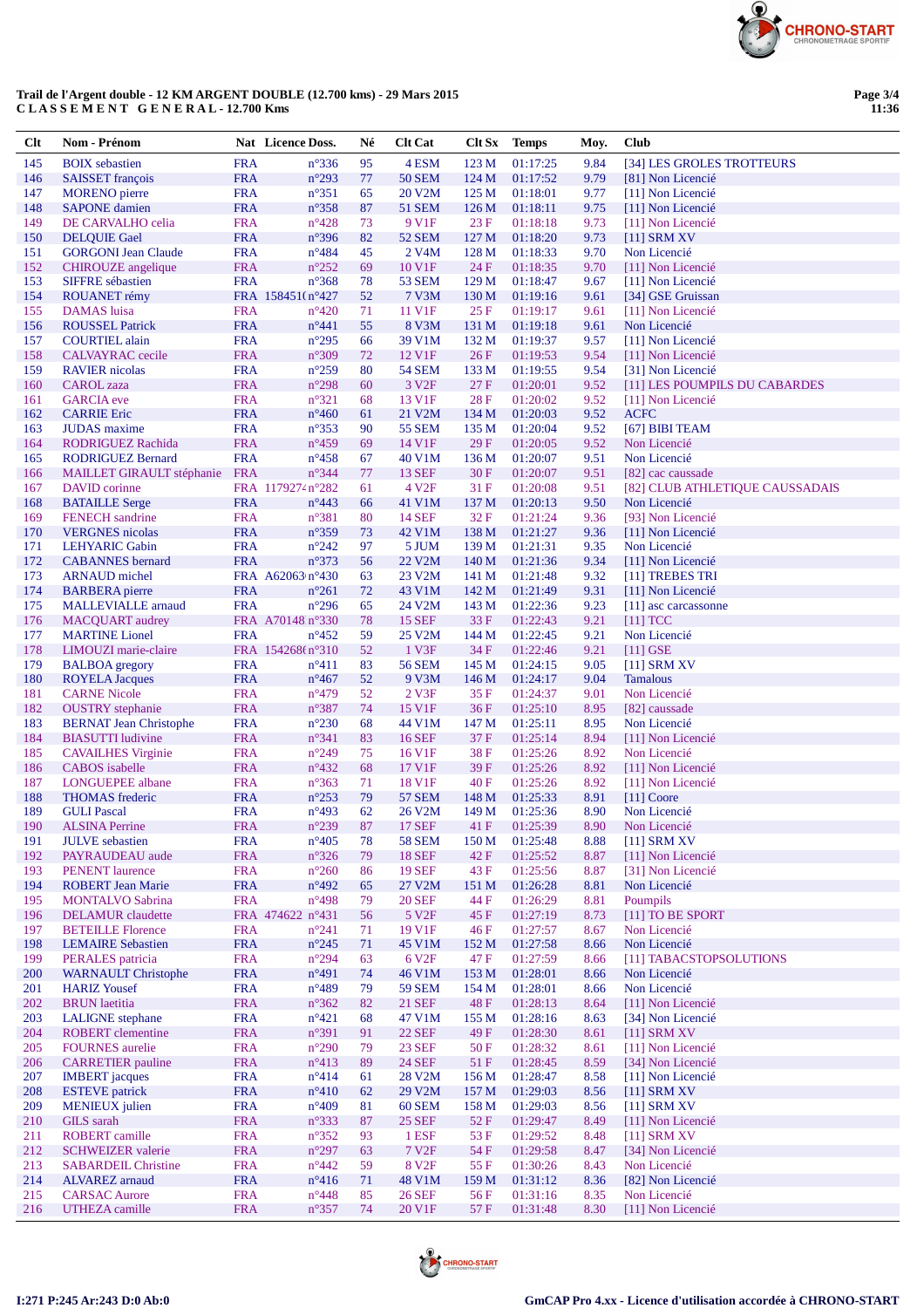**Trail de l'Argent double - 12 KM ARGENT DOUBLE (12.700 kms) - 29 Mars 2015**
**C L A S S E M E N T   G E N E R A L - 12.700 Kms**

11:36

| Clt | Nom - Prénom | Nat | Licence | Doss. | Né | Clt Cat | Clt Sx | Temps | Moy. | Club |
|---|---|---|---|---|---|---|---|---|---|---|
| 145 | BOIX sebastien | FRA | | n°336 | 95 | 4 ESM | 123 M | 01:17:25 | 9.84 | [34] LES GROLES TROTTEURS |
| 146 | SAISSET françois | FRA | | n°293 | 77 | 50 SEM | 124 M | 01:17:52 | 9.79 | [81] Non Licencié |
| 147 | MORENO pierre | FRA | | n°351 | 65 | 20 V2M | 125 M | 01:18:01 | 9.77 | [11] Non Licencié |
| 148 | SAPONE damien | FRA | | n°358 | 87 | 51 SEM | 126 M | 01:18:11 | 9.75 | [11] Non Licencié |
| 149 | DE CARVALHO celia | FRA | | n°428 | 73 | 9 V1F | 23 F | 01:18:18 | 9.73 | [11] Non Licencié |
| 150 | DELQUIE Gael | FRA | | n°396 | 82 | 52 SEM | 127 M | 01:18:20 | 9.73 | [11] SRM XV |
| 151 | GORGONI Jean Claude | FRA | | n°484 | 45 | 2 V4M | 128 M | 01:18:33 | 9.70 | Non Licencié |
| 152 | CHIROUZE angelique | FRA | | n°252 | 69 | 10 V1F | 24 F | 01:18:35 | 9.70 | [11] Non Licencié |
| 153 | SIFFRE sébastien | FRA | | n°368 | 78 | 53 SEM | 129 M | 01:18:47 | 9.67 | [11] Non Licencié |
| 154 | ROUANET rémy | FRA | 158451( | n°427 | 52 | 7 V3M | 130 M | 01:19:16 | 9.61 | [34] GSE Gruissan |
| 155 | DAMAS luisa | FRA | | n°420 | 71 | 11 V1F | 25 F | 01:19:17 | 9.61 | [11] Non Licencié |
| 156 | ROUSSEL Patrick | FRA | | n°441 | 55 | 8 V3M | 131 M | 01:19:18 | 9.61 | Non Licencié |
| 157 | COURTIEL alain | FRA | | n°295 | 66 | 39 V1M | 132 M | 01:19:37 | 9.57 | [11] Non Licencié |
| 158 | CALVAYRAC cecile | FRA | | n°309 | 72 | 12 V1F | 26 F | 01:19:53 | 9.54 | [11] Non Licencié |
| 159 | RAVIER nicolas | FRA | | n°259 | 80 | 54 SEM | 133 M | 01:19:55 | 9.54 | [31] Non Licencié |
| 160 | CAROL zaza | FRA | | n°298 | 60 | 3 V2F | 27 F | 01:20:01 | 9.52 | [11] LES POUMPILS DU CABARDES |
| 161 | GARCIA eve | FRA | | n°321 | 68 | 13 V1F | 28 F | 01:20:02 | 9.52 | [11] Non Licencié |
| 162 | CARRIE Eric | FRA | | n°460 | 61 | 21 V2M | 134 M | 01:20:03 | 9.52 | ACFC |
| 163 | JUDAS maxime | FRA | | n°353 | 90 | 55 SEM | 135 M | 01:20:04 | 9.52 | [67] BIBI TEAM |
| 164 | RODRIGUEZ Rachida | FRA | | n°459 | 69 | 14 V1F | 29 F | 01:20:05 | 9.52 | Non Licencié |
| 165 | RODRIGUEZ Bernard | FRA | | n°458 | 67 | 40 V1M | 136 M | 01:20:07 | 9.51 | Non Licencié |
| 166 | MAILLET GIRAULT stéphanie | FRA | | n°344 | 77 | 13 SEF | 30 F | 01:20:07 | 9.51 | [82] cac caussade |
| 167 | DAVID corinne | FRA | 1179274 | n°282 | 61 | 4 V2F | 31 F | 01:20:08 | 9.51 | [82] CLUB ATHLETIQUE CAUSSADAIS |
| 168 | BATAILLE Serge | FRA | | n°443 | 66 | 41 V1M | 137 M | 01:20:13 | 9.50 | Non Licencié |
| 169 | FENECH sandrine | FRA | | n°381 | 80 | 14 SEF | 32 F | 01:21:24 | 9.36 | [93] Non Licencié |
| 170 | VERGNES nicolas | FRA | | n°359 | 73 | 42 V1M | 138 M | 01:21:27 | 9.36 | [11] Non Licencié |
| 171 | LEHYARIC Gabin | FRA | | n°242 | 97 | 5 JUM | 139 M | 01:21:31 | 9.35 | Non Licencié |
| 172 | CABANNES bernard | FRA | | n°373 | 56 | 22 V2M | 140 M | 01:21:36 | 9.34 | [11] Non Licencié |
| 173 | ARNAUD michel | FRA | A62063 | n°430 | 63 | 23 V2M | 141 M | 01:21:48 | 9.32 | [11] TREBES TRI |
| 174 | BARBERA pierre | FRA | | n°261 | 72 | 43 V1M | 142 M | 01:21:49 | 9.31 | [11] Non Licencié |
| 175 | MALLEVIALLE arnaud | FRA | | n°296 | 65 | 24 V2M | 143 M | 01:22:36 | 9.23 | [11] asc carcassonne |
| 176 | MACQUART audrey | FRA | A70148 | n°330 | 78 | 15 SEF | 33 F | 01:22:43 | 9.21 | [11] TCC |
| 177 | MARTINE Lionel | FRA | | n°452 | 59 | 25 V2M | 144 M | 01:22:45 | 9.21 | Non Licencié |
| 178 | LIMOUZI marie-claire | FRA | 154268( | n°310 | 52 | 1 V3F | 34 F | 01:22:46 | 9.21 | [11] GSE |
| 179 | BALBOA gregory | FRA | | n°411 | 83 | 56 SEM | 145 M | 01:24:15 | 9.05 | [11] SRM XV |
| 180 | ROYELA Jacques | FRA | | n°467 | 52 | 9 V3M | 146 M | 01:24:17 | 9.04 | Tamalous |
| 181 | CARNE Nicole | FRA | | n°479 | 52 | 2 V3F | 35 F | 01:24:37 | 9.01 | Non Licencié |
| 182 | OUSTRY stephanie | FRA | | n°387 | 74 | 15 V1F | 36 F | 01:25:10 | 8.95 | [82] caussade |
| 183 | BERNAT Jean Christophe | FRA | | n°230 | 68 | 44 V1M | 147 M | 01:25:11 | 8.95 | Non Licencié |
| 184 | BIASUTTI ludivine | FRA | | n°341 | 83 | 16 SEF | 37 F | 01:25:14 | 8.94 | [11] Non Licencié |
| 185 | CAVAILHES Virginie | FRA | | n°249 | 75 | 16 V1F | 38 F | 01:25:26 | 8.92 | Non Licencié |
| 186 | CABOS isabelle | FRA | | n°432 | 68 | 17 V1F | 39 F | 01:25:26 | 8.92 | [11] Non Licencié |
| 187 | LONGUEPEE albane | FRA | | n°363 | 71 | 18 V1F | 40 F | 01:25:26 | 8.92 | [11] Non Licencié |
| 188 | THOMAS frederic | FRA | | n°253 | 79 | 57 SEM | 148 M | 01:25:33 | 8.91 | [11] Coore |
| 189 | GULI Pascal | FRA | | n°493 | 62 | 26 V2M | 149 M | 01:25:36 | 8.90 | Non Licencié |
| 190 | ALSINA Perrine | FRA | | n°239 | 87 | 17 SEF | 41 F | 01:25:39 | 8.90 | Non Licencié |
| 191 | JULVE sebastien | FRA | | n°405 | 78 | 58 SEM | 150 M | 01:25:48 | 8.88 | [11] SRM XV |
| 192 | PAYRAUDEAU aude | FRA | | n°326 | 79 | 18 SEF | 42 F | 01:25:52 | 8.87 | [11] Non Licencié |
| 193 | PENENT laurence | FRA | | n°260 | 86 | 19 SEF | 43 F | 01:25:56 | 8.87 | [31] Non Licencié |
| 194 | ROBERT Jean Marie | FRA | | n°492 | 65 | 27 V2M | 151 M | 01:26:28 | 8.81 | Non Licencié |
| 195 | MONTALVO Sabrina | FRA | | n°498 | 79 | 20 SEF | 44 F | 01:26:29 | 8.81 | Poumpils |
| 196 | DELAMUR claudette | FRA | 474622 | n°431 | 56 | 5 V2F | 45 F | 01:27:19 | 8.73 | [11] TO BE SPORT |
| 197 | BETEILLE Florence | FRA | | n°241 | 71 | 19 V1F | 46 F | 01:27:57 | 8.67 | Non Licencié |
| 198 | LEMAIRE Sebastien | FRA | | n°245 | 71 | 45 V1M | 152 M | 01:27:58 | 8.66 | Non Licencié |
| 199 | PERALES patricia | FRA | | n°294 | 63 | 6 V2F | 47 F | 01:27:59 | 8.66 | [11] TABACSTOPSOLUTIONS |
| 200 | WARNAULT Christophe | FRA | | n°491 | 74 | 46 V1M | 153 M | 01:28:01 | 8.66 | Non Licencié |
| 201 | HARIZ Yousef | FRA | | n°489 | 79 | 59 SEM | 154 M | 01:28:01 | 8.66 | Non Licencié |
| 202 | BRUN laetitia | FRA | | n°362 | 82 | 21 SEF | 48 F | 01:28:13 | 8.64 | [11] Non Licencié |
| 203 | LALIGNE stephane | FRA | | n°421 | 68 | 47 V1M | 155 M | 01:28:16 | 8.63 | [34] Non Licencié |
| 204 | ROBERT clementine | FRA | | n°391 | 91 | 22 SEF | 49 F | 01:28:30 | 8.61 | [11] SRM XV |
| 205 | FOURNES aurelie | FRA | | n°290 | 79 | 23 SEF | 50 F | 01:28:32 | 8.61 | [11] Non Licencié |
| 206 | CARRETIER pauline | FRA | | n°413 | 89 | 24 SEF | 51 F | 01:28:45 | 8.59 | [34] Non Licencié |
| 207 | IMBERT jacques | FRA | | n°414 | 61 | 28 V2M | 156 M | 01:28:47 | 8.58 | [11] Non Licencié |
| 208 | ESTEVE patrick | FRA | | n°410 | 62 | 29 V2M | 157 M | 01:29:03 | 8.56 | [11] SRM XV |
| 209 | MENIEUX julien | FRA | | n°409 | 81 | 60 SEM | 158 M | 01:29:03 | 8.56 | [11] SRM XV |
| 210 | GILS sarah | FRA | | n°333 | 87 | 25 SEF | 52 F | 01:29:47 | 8.49 | [11] Non Licencié |
| 211 | ROBERT camille | FRA | | n°352 | 93 | 1 ESF | 53 F | 01:29:52 | 8.48 | [11] SRM XV |
| 212 | SCHWEIZER valerie | FRA | | n°297 | 63 | 7 V2F | 54 F | 01:29:58 | 8.47 | [34] Non Licencié |
| 213 | SABARDEIL Christine | FRA | | n°442 | 59 | 8 V2F | 55 F | 01:30:26 | 8.43 | Non Licencié |
| 214 | ALVAREZ arnaud | FRA | | n°416 | 71 | 48 V1M | 159 M | 01:31:12 | 8.36 | [82] Non Licencié |
| 215 | CARSAC Aurore | FRA | | n°448 | 85 | 26 SEF | 56 F | 01:31:16 | 8.35 | Non Licencié |
| 216 | UTHEZA camille | FRA | | n°357 | 74 | 20 V1F | 57 F | 01:31:48 | 8.30 | [11] Non Licencié |

I:271 P:245 Ar:243 D:0 Ab:0

GmCAP Pro 4.xx - Licence d'utilisation accordée à CHRONO-START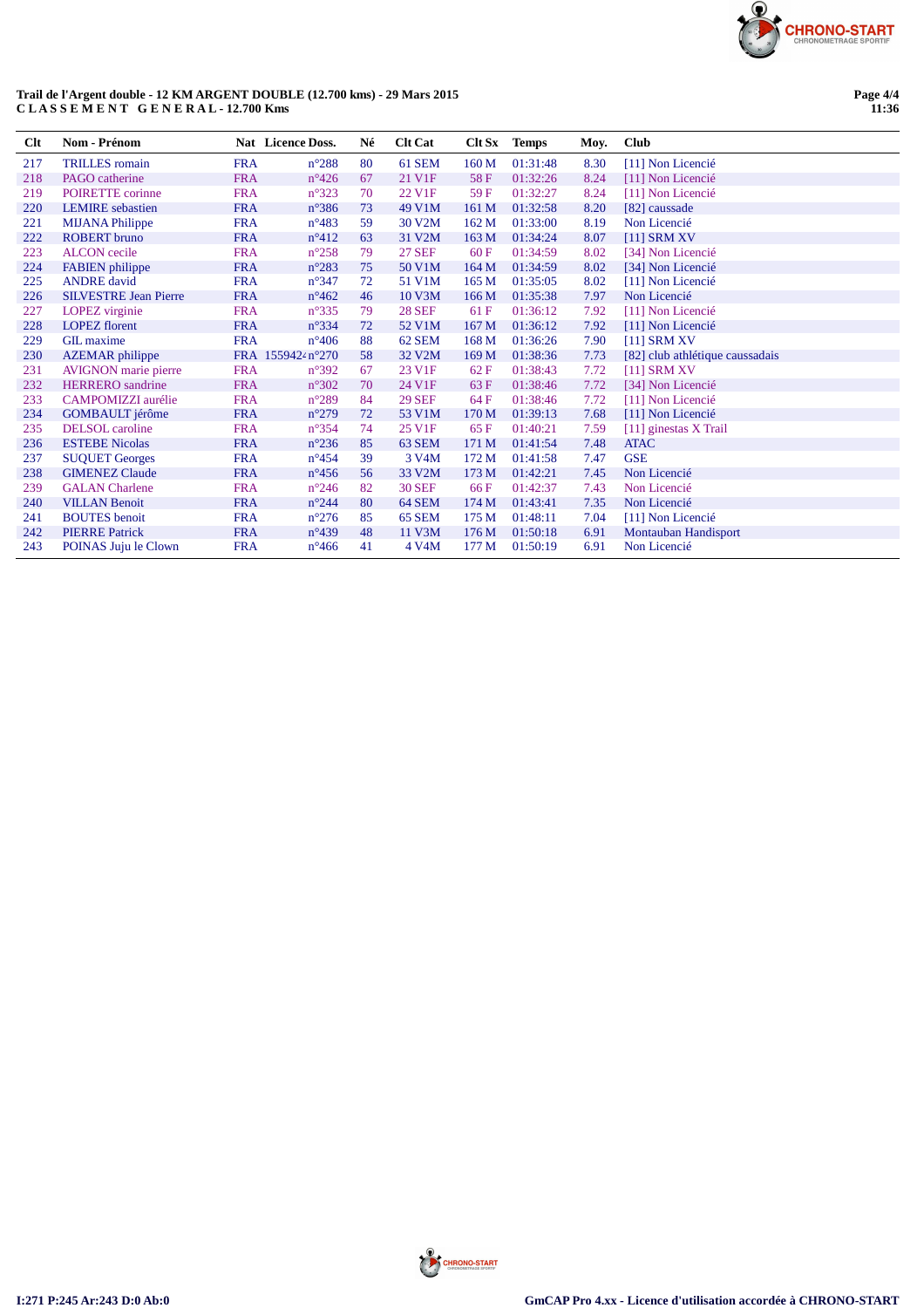**Trail de l'Argent double - 12 KM ARGENT DOUBLE (12.700 kms) - 29 Mars 2015**
**C L A S S E M E N T   G E N E R A L - 12.700 Kms**

| Clt | Nom - Prénom | Nat | Licence | Doss. | Né | Clt Cat | Clt Sx | Temps | Moy. | Club |
|---|---|---|---|---|---|---|---|---|---|---|
| 217 | TRILLES romain | FRA | | n°288 | 80 | 61 SEM | 160 M | 01:31:48 | 8.30 | [11] Non Licencié |
| 218 | PAGO catherine | FRA | | n°426 | 67 | 21 V1F | 58 F | 01:32:26 | 8.24 | [11] Non Licencié |
| 219 | POIRETTE corinne | FRA | | n°323 | 70 | 22 V1F | 59 F | 01:32:27 | 8.24 | [11] Non Licencié |
| 220 | LEMIRE sebastien | FRA | | n°386 | 73 | 49 V1M | 161 M | 01:32:58 | 8.20 | [82] caussade |
| 221 | MIJANA Philippe | FRA | | n°483 | 59 | 30 V2M | 162 M | 01:33:00 | 8.19 | Non Licencié |
| 222 | ROBERT bruno | FRA | | n°412 | 63 | 31 V2M | 163 M | 01:34:24 | 8.07 | [11] SRM XV |
| 223 | ALCON cecile | FRA | | n°258 | 79 | 27 SEF | 60 F | 01:34:59 | 8.02 | [34] Non Licencié |
| 224 | FABIEN philippe | FRA | | n°283 | 75 | 50 V1M | 164 M | 01:34:59 | 8.02 | [34] Non Licencié |
| 225 | ANDRE david | FRA | | n°347 | 72 | 51 V1M | 165 M | 01:35:05 | 8.02 | [11] Non Licencié |
| 226 | SILVESTRE Jean Pierre | FRA | | n°462 | 46 | 10 V3M | 166 M | 01:35:38 | 7.97 | Non Licencié |
| 227 | LOPEZ virginie | FRA | | n°335 | 79 | 28 SEF | 61 F | 01:36:12 | 7.92 | [11] Non Licencié |
| 228 | LOPEZ florent | FRA | | n°334 | 72 | 52 V1M | 167 M | 01:36:12 | 7.92 | [11] Non Licencié |
| 229 | GIL maxime | FRA | | n°406 | 88 | 62 SEM | 168 M | 01:36:26 | 7.90 | [11] SRM XV |
| 230 | AZEMAR philippe | FRA | 155942 | n°270 | 58 | 32 V2M | 169 M | 01:38:36 | 7.73 | [82] club athlétique caussadais |
| 231 | AVIGNON marie pierre | FRA | | n°392 | 67 | 23 V1F | 62 F | 01:38:43 | 7.72 | [11] SRM XV |
| 232 | HERRERO sandrine | FRA | | n°302 | 70 | 24 V1F | 63 F | 01:38:46 | 7.72 | [34] Non Licencié |
| 233 | CAMPOMIZZI aurélie | FRA | | n°289 | 84 | 29 SEF | 64 F | 01:38:46 | 7.72 | [11] Non Licencié |
| 234 | GOMBAULT jérôme | FRA | | n°279 | 72 | 53 V1M | 170 M | 01:39:13 | 7.68 | [11] Non Licencié |
| 235 | DELSOL caroline | FRA | | n°354 | 74 | 25 V1F | 65 F | 01:40:21 | 7.59 | [11] ginestas X Trail |
| 236 | ESTEBE Nicolas | FRA | | n°236 | 85 | 63 SEM | 171 M | 01:41:54 | 7.48 | ATAC |
| 237 | SUQUET Georges | FRA | | n°454 | 39 | 3 V4M | 172 M | 01:41:58 | 7.47 | GSE |
| 238 | GIMENEZ Claude | FRA | | n°456 | 56 | 33 V2M | 173 M | 01:42:21 | 7.45 | Non Licencié |
| 239 | GALAN Charlene | FRA | | n°246 | 82 | 30 SEF | 66 F | 01:42:37 | 7.43 | Non Licencié |
| 240 | VILLAN Benoit | FRA | | n°244 | 80 | 64 SEM | 174 M | 01:43:41 | 7.35 | Non Licencié |
| 241 | BOUTES benoit | FRA | | n°276 | 85 | 65 SEM | 175 M | 01:48:11 | 7.04 | [11] Non Licencié |
| 242 | PIERRE Patrick | FRA | | n°439 | 48 | 11 V3M | 176 M | 01:50:18 | 6.91 | Montauban Handisport |
| 243 | POINAS Juju le Clown | FRA | | n°466 | 41 | 4 V4M | 177 M | 01:50:19 | 6.91 | Non Licencié |

I:271 P:245 Ar:243 D:0 Ab:0